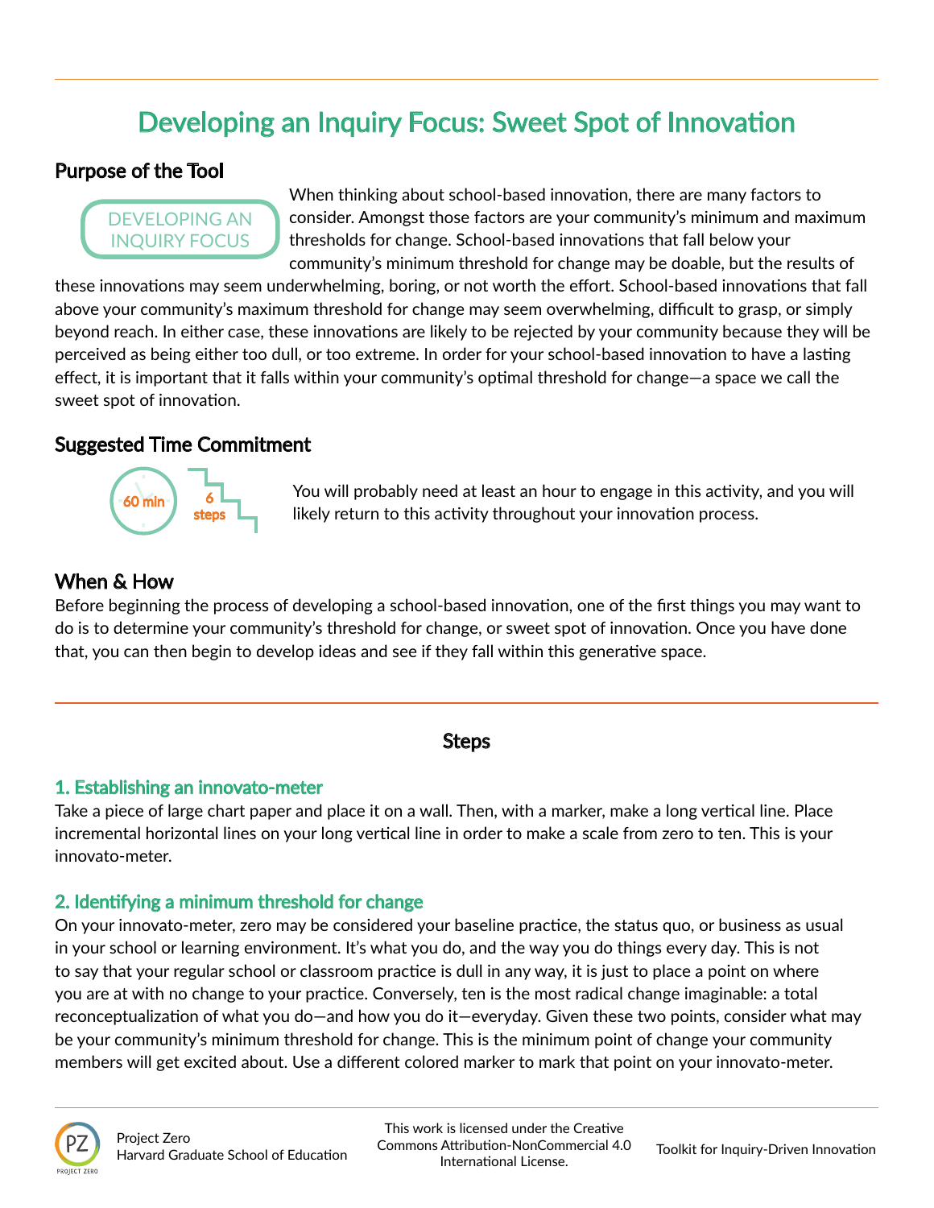# Developing an Inquiry Focus: Sweet Spot of Innovation

## Purpose of the Tool

DEVELOPING AN INQUIRY FOCUS

When thinking about school-based innovation, there are many factors to consider. Amongst those factors are your community's minimum and maximum thresholds for change. School-based innovations that fall below your community's minimum threshold for change may be doable, but the results of these innovations may seem underwhelming, boring, or not worth the effort. School-based innovations that fall above your community's maximum threshold for change may seem overwhelming, difficult to grasp, or simply beyond reach. In either case, these innovations are likely to be rejected by your community because they will be perceived as being either too dull, or too extreme. In order for your school-based innovation to have a lasting effect, it is important that it falls within your community's optimal threshold for change—a space we call the sweet spot of innovation.

## Suggested Time Commitment

60 min | 6 steps

You will probably need at least an hour to engage in this activity, and you will likely return to this activity throughout your innovation process.

## When & How

Before beginning the process of developing a school-based innovation, one of the first things you may want to do is to determine your community's threshold for change, or sweet spot of innovation. Once you have done that, you can then begin to develop ideas and see if they fall within this generative space.

## Steps

### 1. Establishing an innovato-meter

Take a piece of large chart paper and place it on a wall. Then, with a marker, make a long vertical line. Place incremental horizontal lines on your long vertical line in order to make a scale from zero to ten. This is your innovato-meter.

### 2. Identifying a minimum threshold for change

On your innovato-meter, zero may be considered your baseline practice, the status quo, or business as usual in your school or learning environment. It's what you do, and the way you do things every day. This is not to say that your regular school or classroom practice is dull in any way, it is just to place a point on where you are at with no change to your practice. Conversely, ten is the most radical change imaginable: a total reconceptualization of what you do—and how you do it—everyday. Given these two points, consider what may be your community's minimum threshold for change. This is the minimum point of change your community members will get excited about. Use a different colored marker to mark that point on your innovato-meter.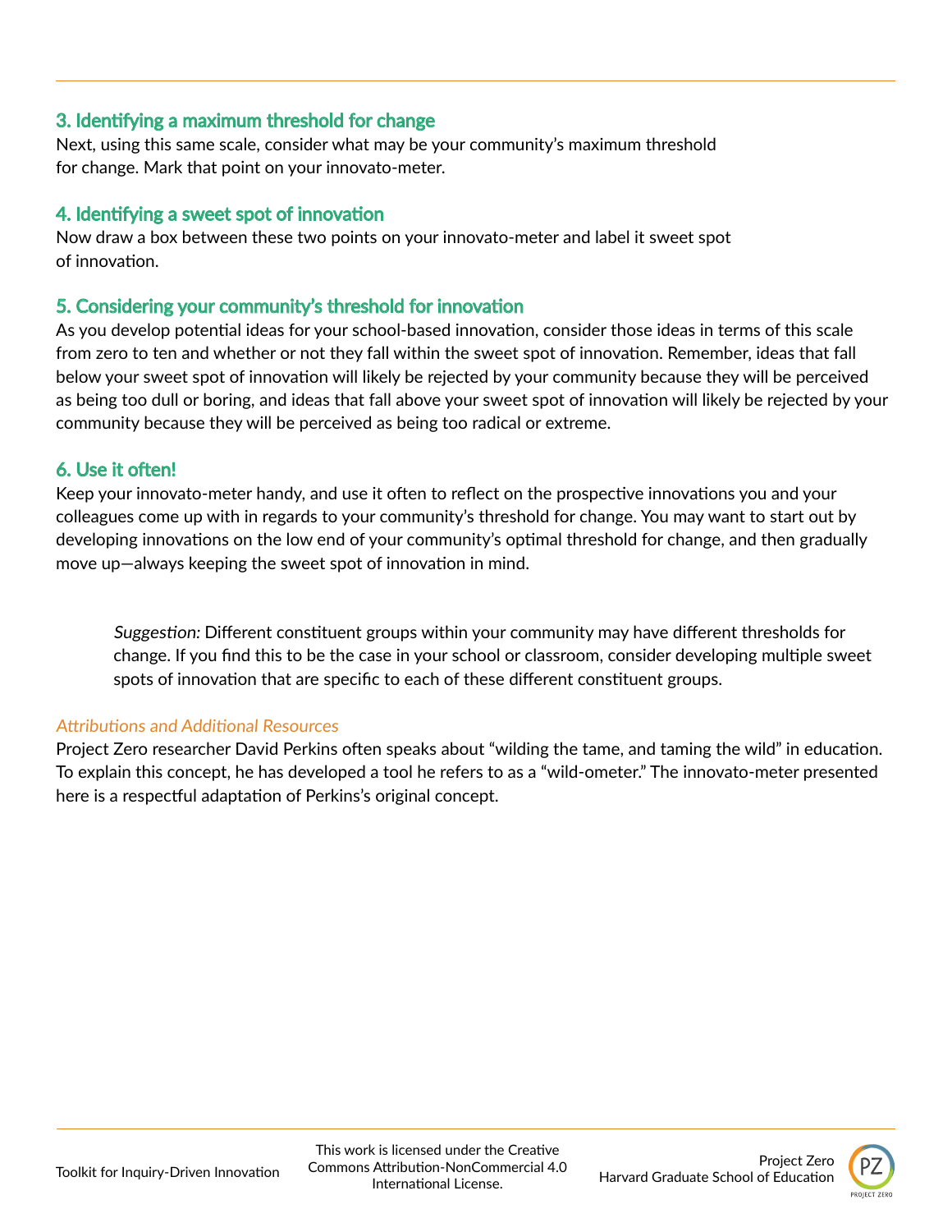### 3. Identifying a maximum threshold for change

Next, using this same scale, consider what may be your community's maximum threshold for change. Mark that point on your innovato-meter.

### 4. Identifying a sweet spot of innovation

Now draw a box between these two points on your innovato-meter and label it sweet spot of innovation.

### 5. Considering your community's threshold for innovation

As you develop potential ideas for your school-based innovation, consider those ideas in terms of this scale from zero to ten and whether or not they fall within the sweet spot of innovation. Remember, ideas that fall below your sweet spot of innovation will likely be rejected by your community because they will be perceived as being too dull or boring, and ideas that fall above your sweet spot of innovation will likely be rejected by your community because they will be perceived as being too radical or extreme.

### 6. Use it often!

Keep your innovato-meter handy, and use it often to reflect on the prospective innovations you and your colleagues come up with in regards to your community's threshold for change. You may want to start out by developing innovations on the low end of your community's optimal threshold for change, and then gradually move up—always keeping the sweet spot of innovation in mind.

> *Suggestion:* Different constituent groups within your community may have different thresholds for change. If you find this to be the case in your school or classroom, consider developing multiple sweet spots of innovation that are specific to each of these different constituent groups.

*Attributions and Additional Resources*

Project Zero researcher David Perkins often speaks about "wilding the tame, and taming the wild" in education. To explain this concept, he has developed a tool he refers to as a "wild-ometer." The innovato-meter presented here is a respectful adaptation of Perkins's original concept.

Toolkit for Inquiry-Driven Innovation

This work is licensed under the Creative Commons Attribution-NonCommercial 4.0 International License.

Project Zero
Harvard Graduate School of Education